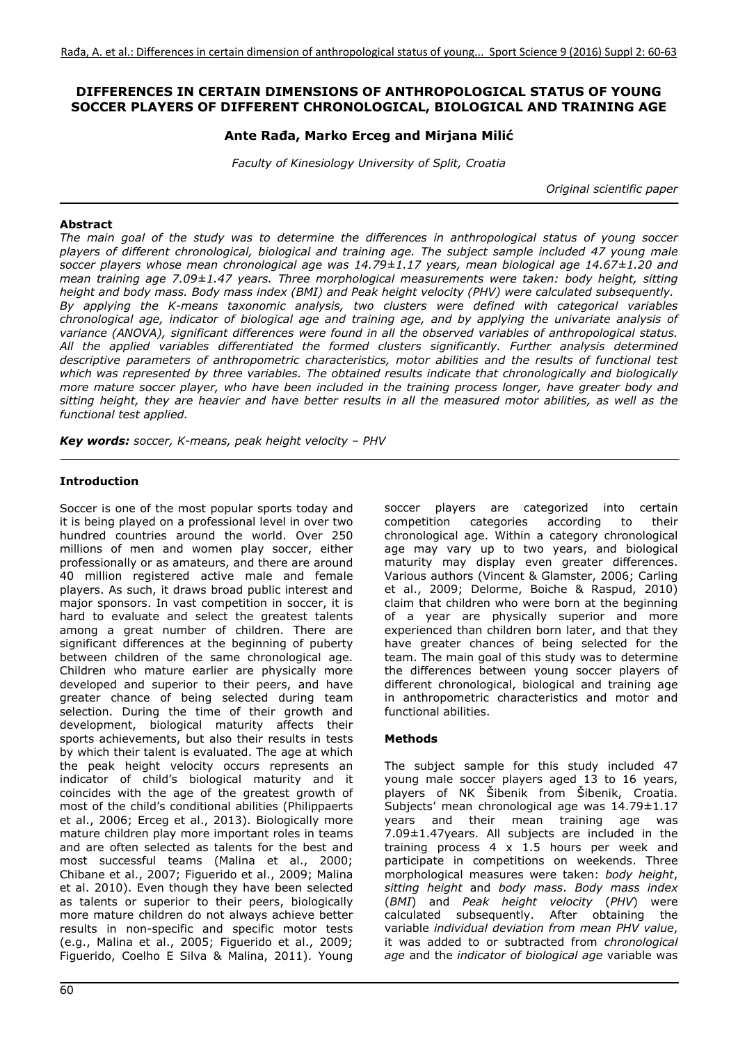# DIFFERENCES IN CERTAIN DIMENSIONS OF ANTHROPOLOGICAL STATUS OF YOUNG SOCCER PLAYERS OF DIFFERENT CHRONOLOGICAL, BIOLOGICAL AND TRAINING AGE

**Ante Rađa, Marko Erceg and Mirjana Milić**

*Faculty of Kinesiology University of Split, Croatia*

*Original scientific paper*

**Abstract**

*The main goal of the study was to determine the differences in anthropological status of young soccer players of different chronological, biological and training age. The subject sample included 47 young male soccer players whose mean chronological age was 14.79±1.17 years, mean biological age 14.67±1.20 and mean training age 7.09±1.47 years. Three morphological measurements were taken: body height, sitting height and body mass. Body mass index (BMI) and Peak height velocity (PHV) were calculated subsequently. By applying the K-means taxonomic analysis, two clusters were defined with categorical variables chronological age, indicator of biological age and training age, and by applying the univariate analysis of variance (ANOVA), significant differences were found in all the observed variables of anthropological status. All the applied variables differentiated the formed clusters significantly. Further analysis determined descriptive parameters of anthropometric characteristics, motor abilities and the results of functional test which was represented by three variables. The obtained results indicate that chronologically and biologically more mature soccer player, who have been included in the training process longer, have greater body and sitting height, they are heavier and have better results in all the measured motor abilities, as well as the functional test applied.*

***Key words:*** *soccer, K-means, peak height velocity – PHV*

## Introduction

Soccer is one of the most popular sports today and it is being played on a professional level in over two hundred countries around the world. Over 250 millions of men and women play soccer, either professionally or as amateurs, and there are around 40 million registered active male and female players. As such, it draws broad public interest and major sponsors. In vast competition in soccer, it is hard to evaluate and select the greatest talents among a great number of children. There are significant differences at the beginning of puberty between children of the same chronological age. Children who mature earlier are physically more developed and superior to their peers, and have greater chance of being selected during team selection. During the time of their growth and development, biological maturity affects their sports achievements, but also their results in tests by which their talent is evaluated. The age at which the peak height velocity occurs represents an indicator of child's biological maturity and it coincides with the age of the greatest growth of most of the child's conditional abilities (Philippaerts et al., 2006; Erceg et al., 2013). Biologically more mature children play more important roles in teams and are often selected as talents for the best and most successful teams (Malina et al., 2000; Chibane et al., 2007; Figuerido et al., 2009; Malina et al. 2010). Even though they have been selected as talents or superior to their peers, biologically more mature children do not always achieve better results in non-specific and specific motor tests (e.g., Malina et al., 2005; Figuerido et al., 2009; Figuerido, Coelho E Silva & Malina, 2011). Young soccer players are categorized into certain competition categories according to their chronological age. Within a category chronological age may vary up to two years, and biological maturity may display even greater differences. Various authors (Vincent & Glamster, 2006; Carling et al., 2009; Delorme, Boiche & Raspud, 2010) claim that children who were born at the beginning of a year are physically superior and more experienced than children born later, and that they have greater chances of being selected for the team. The main goal of this study was to determine the differences between young soccer players of different chronological, biological and training age in anthropometric characteristics and motor and functional abilities.

## Methods

The subject sample for this study included 47 young male soccer players aged 13 to 16 years, players of NK Šibenik from Šibenik, Croatia. Subjects' mean chronological age was 14.79±1.17 years and their mean training age was 7.09±1.47years. All subjects are included in the training process 4 x 1.5 hours per week and participate in competitions on weekends. Three morphological measures were taken: *body height*, *sitting height* and *body mass*. *Body mass index* (*BMI*) and *Peak height velocity* (*PHV*) were calculated subsequently. After obtaining the variable *individual deviation from mean PHV value*, it was added to or subtracted from *chronological age* and the *indicator of biological age* variable was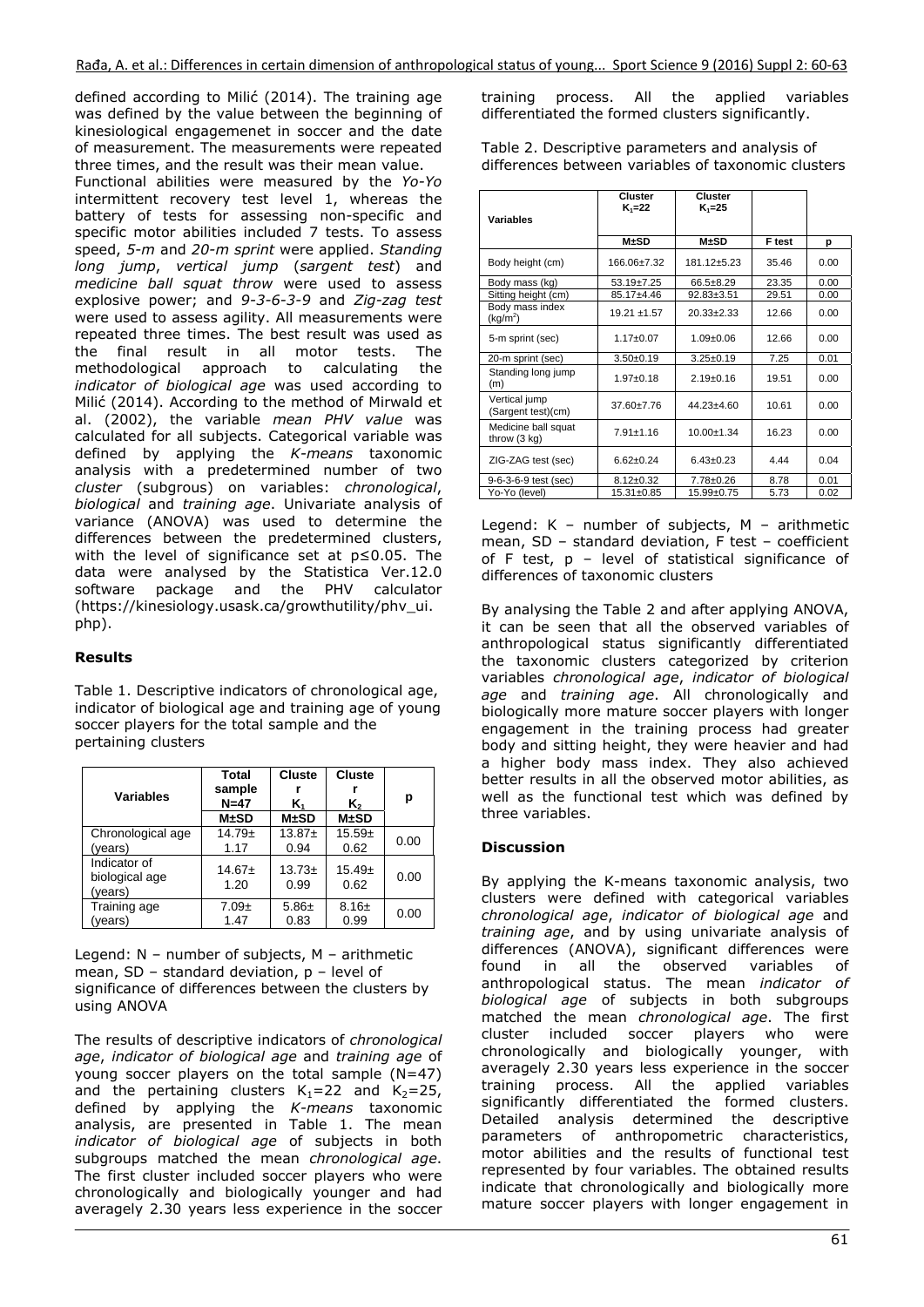defined according to Milić (2014). The training age was defined by the value between the beginning of kinesiological engagemenet in soccer and the date of measurement. The measurements were repeated three times, and the result was their mean value.
Functional abilities were measured by the *Yo-Yo* intermittent recovery test level 1, whereas the battery of tests for assessing non-specific and specific motor abilities included 7 tests. To assess speed, *5-m* and *20-m sprint* were applied. *Standing long jump*, *vertical jump* (*sargent test*) and *medicine ball squat throw* were used to assess explosive power; and *9-3-6-3-9* and *Zig-zag test* were used to assess agility. All measurements were repeated three times. The best result was used as the final result in all motor tests. The methodological approach to calculating the *indicator of biological age* was used according to Milić (2014). According to the method of Mirwald et al. (2002), the variable *mean PHV value* was calculated for all subjects. Categorical variable was defined by applying the *K-means* taxonomic analysis with a predetermined number of two *cluster* (subgrous) on variables: *chronological*, *biological* and *training age*. Univariate analysis of variance (ANOVA) was used to determine the differences between the predetermined clusters, with the level of significance set at $p \leq 0.05$. The data were analysed by the Statistica Ver.12.0 software package and the PHV calculator (https://kinesiology.usask.ca/growthutility/phv_ui.php).

## Results

Table 1. Descriptive indicators of chronological age, indicator of biological age and training age of young soccer players for the total sample and the pertaining clusters

| Variables | Total sample N=47 | Cluster $K_1$ | Cluster $K_2$ | p |
|---|---|---|---|---|
| | M±SD | M±SD | M±SD | |
| Chronological age (years) | 14.79± 1.17 | 13.87± 0.94 | 15.59± 0.62 | 0.00 |
| Indicator of biological age (years) | 14.67± 1.20 | 13.73± 0.99 | 15.49± 0.62 | 0.00 |
| Training age (years) | 7.09± 1.47 | 5.86± 0.83 | 8.16± 0.99 | 0.00 |

Legend: N – number of subjects, M – arithmetic mean, SD – standard deviation, p – level of significance of differences between the clusters by using ANOVA

The results of descriptive indicators of *chronological age*, *indicator of biological age* and *training age* of young soccer players on the total sample (N=47) and the pertaining clusters $K_1$=22 and $K_2$=25, defined by applying the *K-means* taxonomic analysis, are presented in Table 1. The mean *indicator of biological age* of subjects in both subgroups matched the mean *chronological age*. The first cluster included soccer players who were chronologically and biologically younger and had averagely 2.30 years less experience in the soccer training process. All the applied variables differentiated the formed clusters significantly.

Table 2. Descriptive parameters and analysis of differences between variables of taxonomic clusters

| Variables | Cluster $K_1$=22 | Cluster $K_1$=25 | | |
|---|---|---|---|---|
| | M±SD | M±SD | F test | p |
| Body height (cm) | 166.06±7.32 | 181.12±5.23 | 35.46 | 0.00 |
| Body mass (kg) | 53.19±7.25 | 66.5±8.29 | 23.35 | 0.00 |
| Sitting height (cm) | 85.17±4.46 | 92.83±3.51 | 29.51 | 0.00 |
| Body mass index (kg/m$^2$) | 19.21 ±1.57 | 20.33±2.33 | 12.66 | 0.00 |
| 5-m sprint (sec) | 1.17±0.07 | 1.09±0.06 | 12.66 | 0.00 |
| 20-m sprint (sec) | 3.50±0.19 | 3.25±0.19 | 7.25 | 0.01 |
| Standing long jump (m) | 1.97±0.18 | 2.19±0.16 | 19.51 | 0.00 |
| Vertical jump (Sargent test)(cm) | 37.60±7.76 | 44.23±4.60 | 10.61 | 0.00 |
| Medicine ball squat throw (3 kg) | 7.91±1.16 | 10.00±1.34 | 16.23 | 0.00 |
| ZIG-ZAG test (sec) | 6.62±0.24 | 6.43±0.23 | 4.44 | 0.04 |
| 9-6-3-6-9 test (sec) | 8.12±0.32 | 7.78±0.26 | 8.78 | 0.01 |
| Yo-Yo (level) | 15.31±0.85 | 15.99±0.75 | 5.73 | 0.02 |

Legend: K – number of subjects, M – arithmetic mean, SD – standard deviation, F test – coefficient of F test, p – level of statistical significance of differences of taxonomic clusters

By analysing the Table 2 and after applying ANOVA, it can be seen that all the observed variables of anthropological status significantly differentiated the taxonomic clusters categorized by criterion variables *chronological age*, *indicator of biological age* and *training age*. All chronologically and biologically more mature soccer players with longer engagement in the training process had greater body and sitting height, they were heavier and had a higher body mass index. They also achieved better results in all the observed motor abilities, as well as the functional test which was defined by three variables.

## Discussion

By applying the K-means taxonomic analysis, two clusters were defined with categorical variables *chronological age*, *indicator of biological age* and *training age*, and by using univariate analysis of differences (ANOVA), significant differences were found in all the observed variables of anthropological status. The mean *indicator of biological age* of subjects in both subgroups matched the mean *chronological age*. The first cluster included soccer players who were chronologically and biologically younger, with averagely 2.30 years less experience in the soccer training process. All the applied variables significantly differentiated the formed clusters. Detailed analysis determined the descriptive parameters of anthropometric characteristics, motor abilities and the results of functional test represented by four variables. The obtained results indicate that chronologically and biologically more mature soccer players with longer engagement in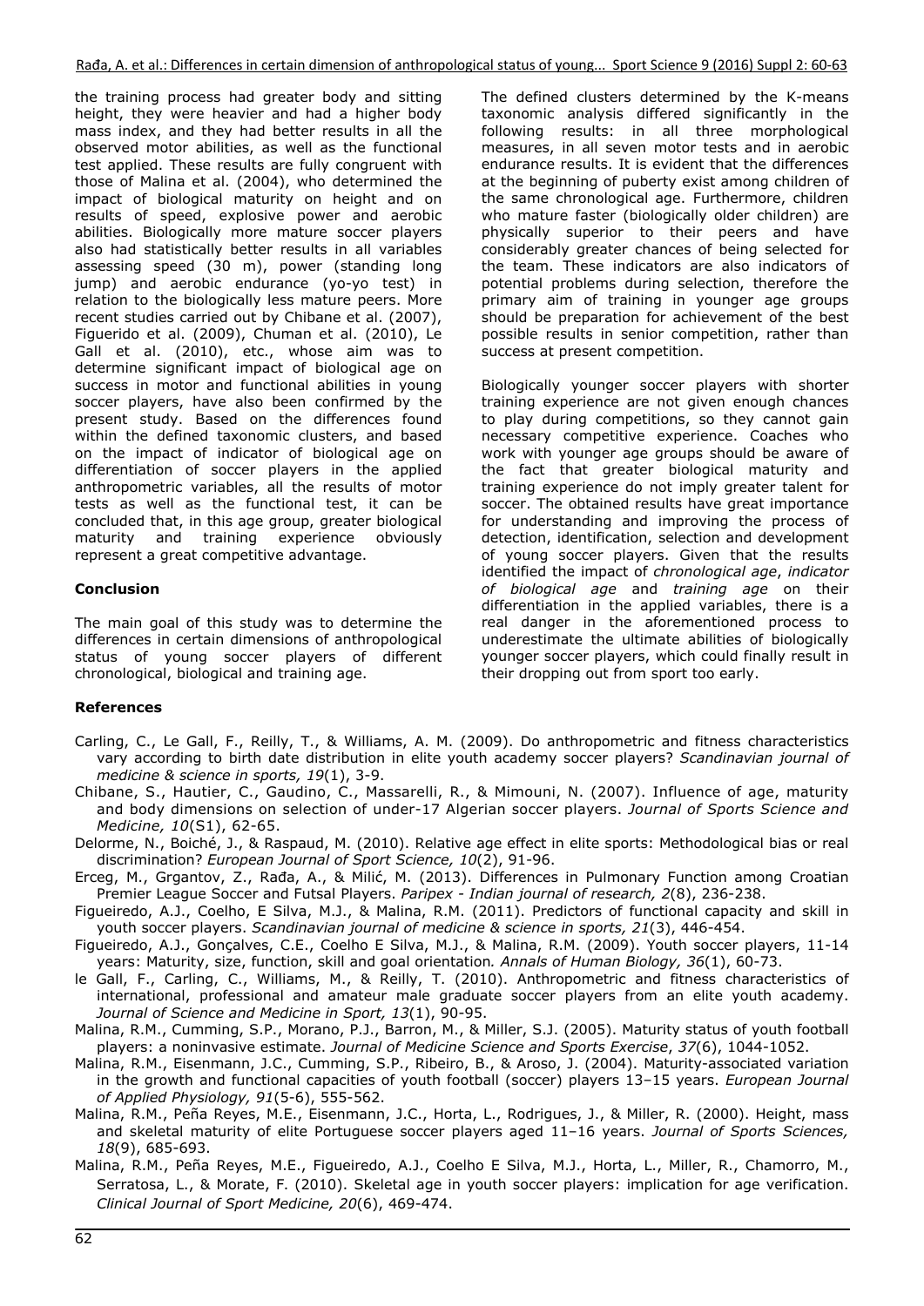the training process had greater body and sitting height, they were heavier and had a higher body mass index, and they had better results in all the observed motor abilities, as well as the functional test applied. These results are fully congruent with those of Malina et al. (2004), who determined the impact of biological maturity on height and on results of speed, explosive power and aerobic abilities. Biologically more mature soccer players also had statistically better results in all variables assessing speed (30 m), power (standing long jump) and aerobic endurance (yo-yo test) in relation to the biologically less mature peers. More recent studies carried out by Chibane et al. (2007), Figuerido et al. (2009), Chuman et al. (2010), Le Gall et al. (2010), etc., whose aim was to determine significant impact of biological age on success in motor and functional abilities in young soccer players, have also been confirmed by the present study. Based on the differences found within the defined taxonomic clusters, and based on the impact of indicator of biological age on differentiation of soccer players in the applied anthropometric variables, all the results of motor tests as well as the functional test, it can be concluded that, in this age group, greater biological maturity and training experience obviously represent a great competitive advantage.

**Conclusion**

The main goal of this study was to determine the differences in certain dimensions of anthropological status of young soccer players of different chronological, biological and training age.

The defined clusters determined by the K-means taxonomic analysis differed significantly in the following results: in all three morphological measures, in all seven motor tests and in aerobic endurance results. It is evident that the differences at the beginning of puberty exist among children of the same chronological age. Furthermore, children who mature faster (biologically older children) are physically superior to their peers and have considerably greater chances of being selected for the team. These indicators are also indicators of potential problems during selection, therefore the primary aim of training in younger age groups should be preparation for achievement of the best possible results in senior competition, rather than success at present competition.

Biologically younger soccer players with shorter training experience are not given enough chances to play during competitions, so they cannot gain necessary competitive experience. Coaches who work with younger age groups should be aware of the fact that greater biological maturity and training experience do not imply greater talent for soccer. The obtained results have great importance for understanding and improving the process of detection, identification, selection and development of young soccer players. Given that the results identified the impact of *chronological age*, *indicator of biological age* and *training age* on their differentiation in the applied variables, there is a real danger in the aforementioned process to underestimate the ultimate abilities of biologically younger soccer players, which could finally result in their dropping out from sport too early.

**References**

Carling, C., Le Gall, F., Reilly, T., & Williams, A. M. (2009). Do anthropometric and fitness characteristics vary according to birth date distribution in elite youth academy soccer players? *Scandinavian journal of medicine & science in sports, 19*(1), 3-9.

Chibane, S., Hautier, C., Gaudino, C., Massarelli, R., & Mimouni, N. (2007). Influence of age, maturity and body dimensions on selection of under-17 Algerian soccer players. *Journal of Sports Science and Medicine, 10*(S1), 62-65.

Delorme, N., Boiché, J., & Raspaud, M. (2010). Relative age effect in elite sports: Methodological bias or real discrimination? *European Journal of Sport Science, 10*(2), 91-96.

Erceg, M., Grgantov, Z., Rađa, A., & Milić, M. (2013). Differences in Pulmonary Function among Croatian Premier League Soccer and Futsal Players. *Paripex - Indian journal of research, 2*(8), 236-238.

Figueiredo, A.J., Coelho, E Silva, M.J., & Malina, R.M. (2011). Predictors of functional capacity and skill in youth soccer players. *Scandinavian journal of medicine & science in sports, 21*(3), 446-454.

Figueiredo, A.J., Gonçalves, C.E., Coelho E Silva, M.J., & Malina, R.M. (2009). Youth soccer players, 11-14 years: Maturity, size, function, skill and goal orientation*. Annals of Human Biology, 36*(1), 60-73.

le Gall, F., Carling, C., Williams, M., & Reilly, T. (2010). Anthropometric and fitness characteristics of international, professional and amateur male graduate soccer players from an elite youth academy. *Journal of Science and Medicine in Sport, 13*(1), 90-95.

Malina, R.M., Cumming, S.P., Morano, P.J., Barron, M., & Miller, S.J. (2005). Maturity status of youth football players: a noninvasive estimate. *Journal of Medicine Science and Sports Exercise*, *37*(6), 1044-1052.

Malina, R.M., Eisenmann, J.C., Cumming, S.P., Ribeiro, B., & Aroso, J. (2004). Maturity-associated variation in the growth and functional capacities of youth football (soccer) players 13–15 years. *European Journal of Applied Physiology, 91*(5-6), 555-562.

Malina, R.M., Peña Reyes, M.E., Eisenmann, J.C., Horta, L., Rodrigues, J., & Miller, R. (2000). Height, mass and skeletal maturity of elite Portuguese soccer players aged 11–16 years. *Journal of Sports Sciences, 18*(9), 685-693.

Malina, R.M., Peña Reyes, M.E., Figueiredo, A.J., Coelho E Silva, M.J., Horta, L., Miller, R., Chamorro, M., Serratosa, L., & Morate, F. (2010). Skeletal age in youth soccer players: implication for age verification. *Clinical Journal of Sport Medicine, 20*(6), 469-474.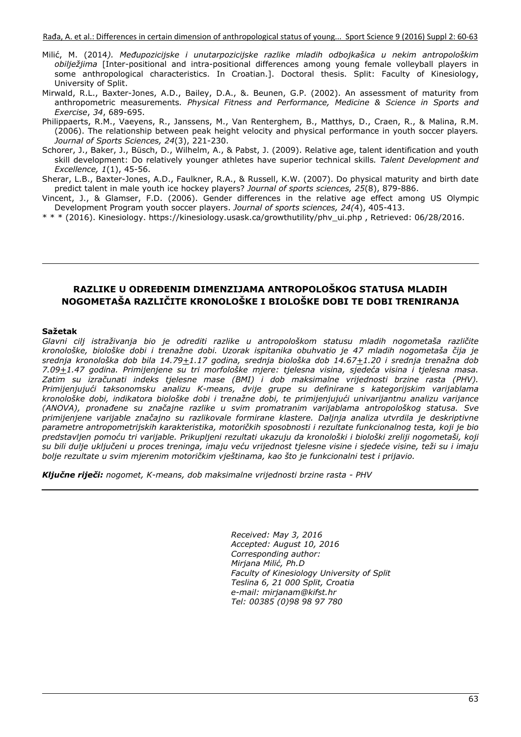Milić, M. (2014*). Međupozicijske i unutarpozicijske razlike mladih odbojkašica u nekim antropološkim obilježjima* [Inter-positional and intra-positional differences among young female volleyball players in some anthropological characteristics. In Croatian.]. Doctoral thesis. Split: Faculty of Kinesiology, University of Split.

Mirwald, R.L., Baxter-Jones, A.D., Bailey, D.A., &. Beunen, G.P. (2002). An assessment of maturity from anthropometric measurements*. Physical Fitness and Performance, Medicine & Science in Sports and Exercise*, *34*, 689-695.

Philippaerts, R.M., Vaeyens, R., Janssens, M., Van Renterghem, B., Matthys, D., Craen, R., & Malina, R.M. (2006). The relationship between peak height velocity and physical performance in youth soccer players*. Journal of Sports Sciences, 24*(3), 221-230.

Schorer, J., Baker, J., Büsch, D., Wilhelm, A., & Pabst, J. (2009). Relative age, talent identification and youth skill development: Do relatively younger athletes have superior technical skills*. Talent Development and Excellence, 1*(1), 45-56.

Sherar, L.B., Baxter-Jones, A.D., Faulkner, R.A., & Russell, K.W. (2007). Do physical maturity and birth date predict talent in male youth ice hockey players? *Journal of sports sciences, 25*(8), 879-886.

Vincent, J., & Glamser, F.D. (2006). Gender differences in the relative age effect among US Olympic Development Program youth soccer players. *Journal of sports sciences, 24(*4), 405-413.

* * * (2016). Kinesiology. https://kinesiology.usask.ca/growthutility/phv_ui.php , Retrieved: 06/28/2016.

---

## RAZLIKE U ODREĐENIM DIMENZIJAMA ANTROPOLOŠKOG STATUSA MLADIH NOGOMETAŠA RAZLIČITE KRONOLOŠKE I BIOLOŠKE DOBI TE DOBI TRENIRANJA

**Sažetak**

*Glavni cilj istraživanja bio je odrediti razlike u antropološkom statusu mladih nogometaša različite kronološke, biološke dobi i trenažne dobi. Uzorak ispitanika obuhvatio je 47 mladih nogometaša čija je srednja kronološka dob bila 14.79±1.17 godina, srednja biološka dob 14.67±1.20 i srednja trenažna dob 7.09±1.47 godina. Primijenjene su tri morfološke mjere: tjelesna visina, sjedeća visina i tjelesna masa. Zatim su izračunati indeks tjelesne mase (BMI) i dob maksimalne vrijednosti brzine rasta (PHV). Primijenjujući taksonomsku analizu K-means, dvije grupe su definirane s kategorijskim varijablama kronološke dobi, indikatora biološke dobi i trenažne dobi, te primijenjujući univarijantnu analizu varijance (ANOVA), pronađene su značajne razlike u svim promatranim varijablama antropološkog statusa. Sve primijenjene varijable značajno su razlikovale formirane klastere. Daljnja analiza utvrdila je deskriptivne parametre antropometrijskih karakteristika, motoričkih sposobnosti i rezultate funkcionalnog testa, koji je bio predstavljen pomoću tri varijable. Prikupljeni rezultati ukazuju da kronološki i biološki zreliji nogometaši, koji su bili dulje uključeni u proces treninga, imaju veću vrijednost tjelesne visine i sjedeće visine, teži su i imaju bolje rezultate u svim mjerenim motoričkim vještinama, kao što je funkcionalni test i prijavio.*

***Ključne riječi:*** *nogomet, K-means, dob maksimalne vrijednosti brzine rasta - PHV*

---

*Received: May 3, 2016*
*Accepted: August 10, 2016*
*Corresponding author:*
*Mirjana Milić, Ph.D*
*Faculty of Kinesiology University of Split*
*Teslina 6, 21 000 Split, Croatia*
*e-mail: mirjanam@kifst.hr*
*Tel: 00385 (0)98 98 97 780*